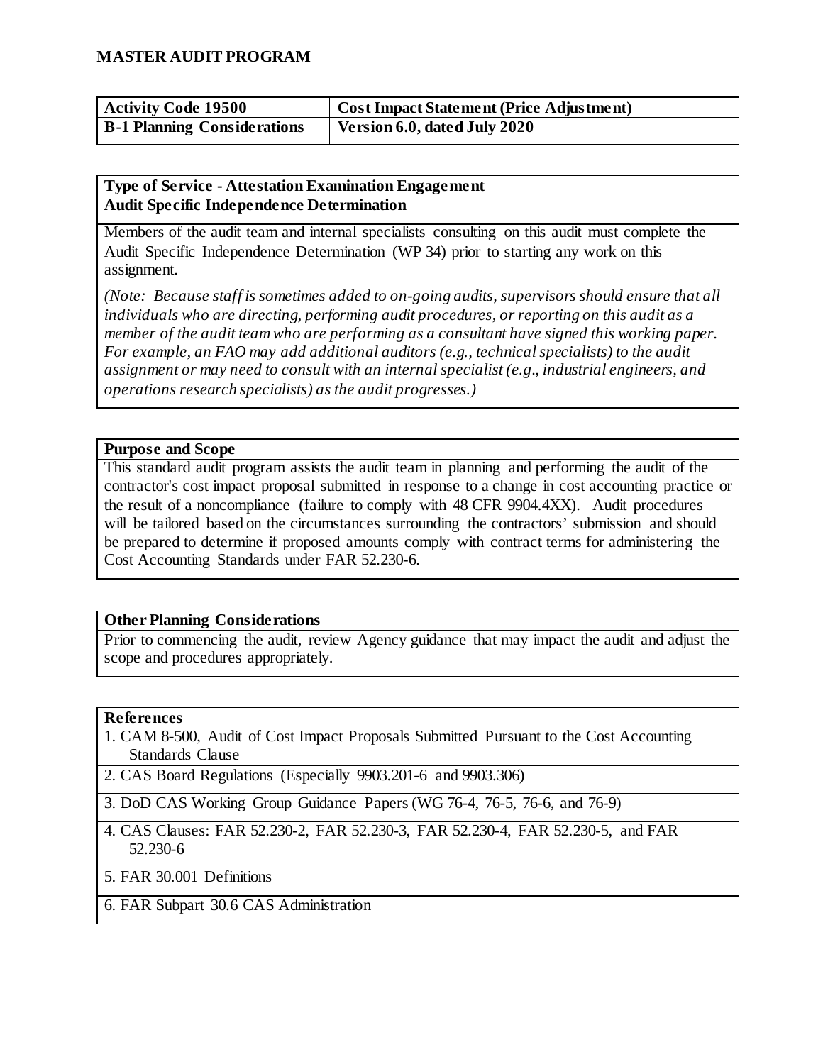# MASTER AUDIT PROGRAM

| Activity Code 19500 | Cost Impact Statement (Price Adjustment) |
|---|---|
| **B-1 Planning Considerations** | **Version 6.0, dated July 2020** |

## Type of Service - Attestation Examination Engagement

### Audit Specific Independence Determination

Members of the audit team and internal specialists consulting on this audit must complete the Audit Specific Independence Determination (WP 34) prior to starting any work on this assignment.

*(Note: Because staff is sometimes added to on-going audits, supervisors should ensure that all individuals who are directing, performing audit procedures, or reporting on this audit as a member of the audit team who are performing as a consultant have signed this working paper. For example, an FAO may add additional auditors (e.g., technical specialists) to the audit assignment or may need to consult with an internal specialist (e.g., industrial engineers, and operations research specialists) as the audit progresses.)*

### Purpose and Scope

This standard audit program assists the audit team in planning and performing the audit of the contractor's cost impact proposal submitted in response to a change in cost accounting practice or the result of a noncompliance (failure to comply with 48 CFR 9904.4XX). Audit procedures will be tailored based on the circumstances surrounding the contractors' submission and should be prepared to determine if proposed amounts comply with contract terms for administering the Cost Accounting Standards under FAR 52.230-6.

### Other Planning Considerations

Prior to commencing the audit, review Agency guidance that may impact the audit and adjust the scope and procedures appropriately.

### References

1. CAM 8-500, Audit of Cost Impact Proposals Submitted Pursuant to the Cost Accounting Standards Clause
2. CAS Board Regulations (Especially 9903.201-6 and 9903.306)
3. DoD CAS Working Group Guidance Papers (WG 76-4, 76-5, 76-6, and 76-9)
4. CAS Clauses: FAR 52.230-2, FAR 52.230-3, FAR 52.230-4, FAR 52.230-5, and FAR 52.230-6
5. FAR 30.001 Definitions
6. FAR Subpart 30.6 CAS Administration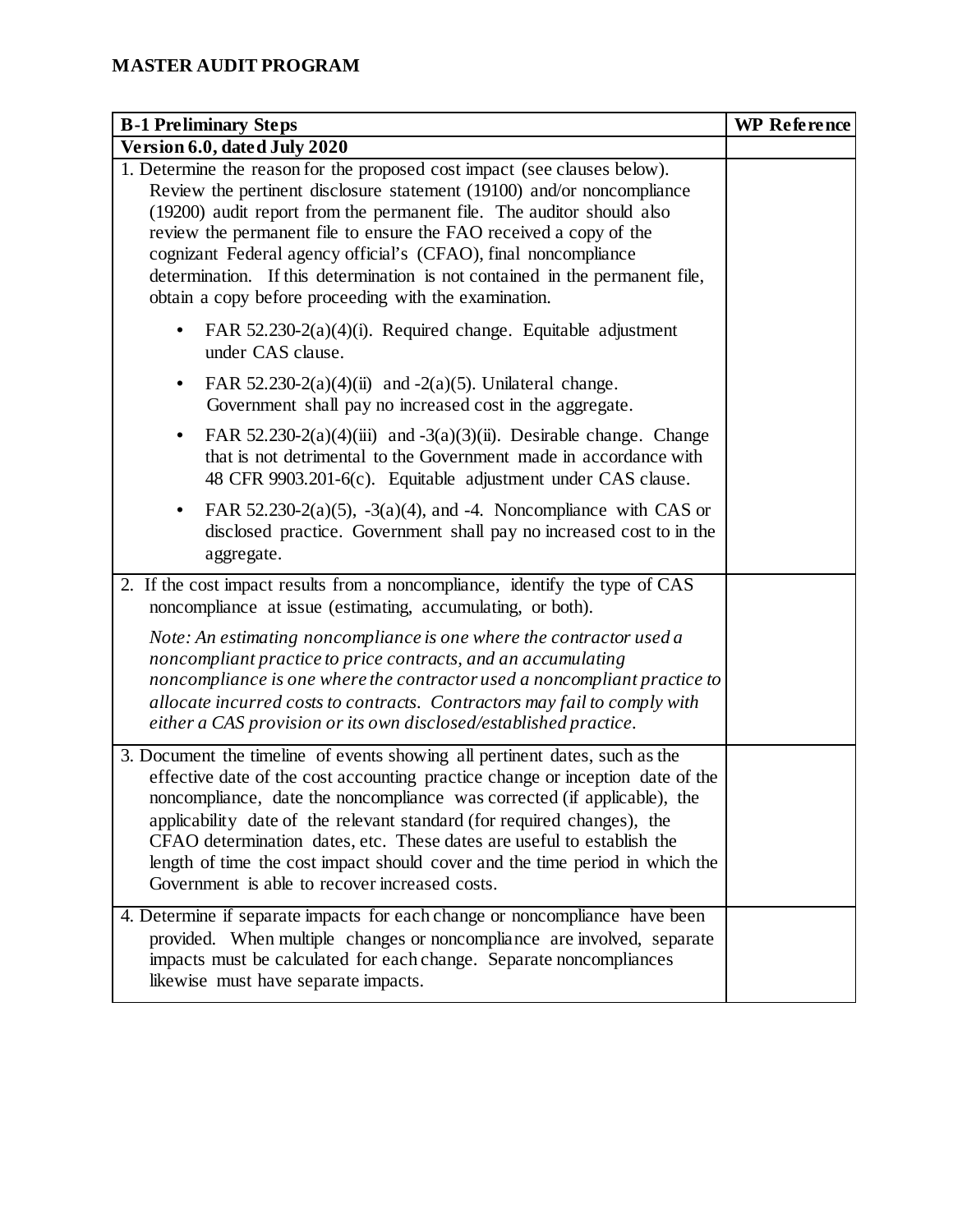**MASTER AUDIT PROGRAM**

| B-1 Preliminary Steps | WP Reference |
|---|---|
| **Version 6.0, dated July 2020** | |
| 1. Determine the reason for the proposed cost impact (see clauses below). Review the pertinent disclosure statement (19100) and/or noncompliance (19200) audit report from the permanent file. The auditor should also review the permanent file to ensure the FAO received a copy of the cognizant Federal agency official's (CFAO), final noncompliance determination. If this determination is not contained in the permanent file, obtain a copy before proceeding with the examination.<br><br>• FAR 52.230-2(a)(4)(i). Required change. Equitable adjustment under CAS clause.<br>• FAR 52.230-2(a)(4)(ii) and -2(a)(5). Unilateral change. Government shall pay no increased cost in the aggregate.<br>• FAR 52.230-2(a)(4)(iii) and -3(a)(3)(ii). Desirable change. Change that is not detrimental to the Government made in accordance with 48 CFR 9903.201-6(c). Equitable adjustment under CAS clause.<br>• FAR 52.230-2(a)(5), -3(a)(4), and -4. Noncompliance with CAS or disclosed practice. Government shall pay no increased cost to in the aggregate. | |
| 2. If the cost impact results from a noncompliance, identify the type of CAS noncompliance at issue (estimating, accumulating, or both).<br><br>*Note: An estimating noncompliance is one where the contractor used a noncompliant practice to price contracts, and an accumulating noncompliance is one where the contractor used a noncompliant practice to allocate incurred costs to contracts. Contractors may fail to comply with either a CAS provision or its own disclosed/established practice.* | |
| 3. Document the timeline of events showing all pertinent dates, such as the effective date of the cost accounting practice change or inception date of the noncompliance, date the noncompliance was corrected (if applicable), the applicability date of the relevant standard (for required changes), the CFAO determination dates, etc. These dates are useful to establish the length of time the cost impact should cover and the time period in which the Government is able to recover increased costs. | |
| 4. Determine if separate impacts for each change or noncompliance have been provided. When multiple changes or noncompliance are involved, separate impacts must be calculated for each change. Separate noncompliances likewise must have separate impacts. | |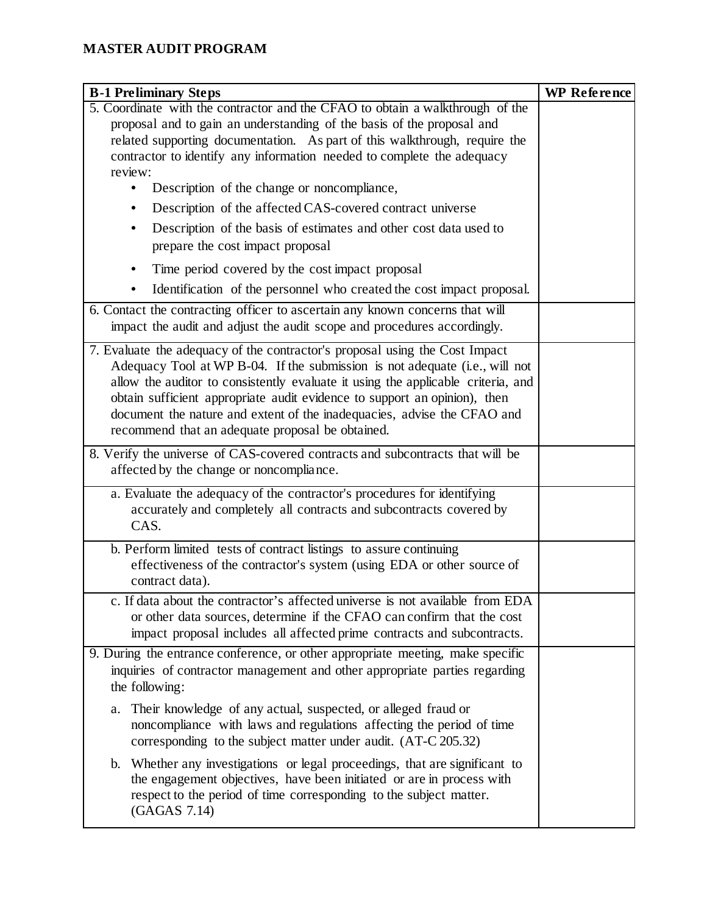## MASTER AUDIT PROGRAM

| B-1 Preliminary Steps | WP Reference |
| --- | --- |
| 5. Coordinate with the contractor and the CFAO to obtain a walkthrough of the proposal and to gain an understanding of the basis of the proposal and related supporting documentation. As part of this walkthrough, require the contractor to identify any information needed to complete the adequacy review:<br>• Description of the change or noncompliance,<br>• Description of the affected CAS-covered contract universe<br>• Description of the basis of estimates and other cost data used to prepare the cost impact proposal<br>• Time period covered by the cost impact proposal<br>• Identification of the personnel who created the cost impact proposal. | |
| 6. Contact the contracting officer to ascertain any known concerns that will impact the audit and adjust the audit scope and procedures accordingly. | |
| 7. Evaluate the adequacy of the contractor's proposal using the Cost Impact Adequacy Tool at WP B-04. If the submission is not adequate (i.e., will not allow the auditor to consistently evaluate it using the applicable criteria, and obtain sufficient appropriate audit evidence to support an opinion), then document the nature and extent of the inadequacies, advise the CFAO and recommend that an adequate proposal be obtained. | |
| 8. Verify the universe of CAS-covered contracts and subcontracts that will be affected by the change or noncompliance. | |
| a. Evaluate the adequacy of the contractor's procedures for identifying accurately and completely all contracts and subcontracts covered by CAS. | |
| b. Perform limited tests of contract listings to assure continuing effectiveness of the contractor's system (using EDA or other source of contract data). | |
| c. If data about the contractor's affected universe is not available from EDA or other data sources, determine if the CFAO can confirm that the cost impact proposal includes all affected prime contracts and subcontracts. | |
| 9. During the entrance conference, or other appropriate meeting, make specific inquiries of contractor management and other appropriate parties regarding the following:<br>a. Their knowledge of any actual, suspected, or alleged fraud or noncompliance with laws and regulations affecting the period of time corresponding to the subject matter under audit. (AT-C 205.32)<br>b. Whether any investigations or legal proceedings, that are significant to the engagement objectives, have been initiated or are in process with respect to the period of time corresponding to the subject matter. (GAGAS 7.14) | |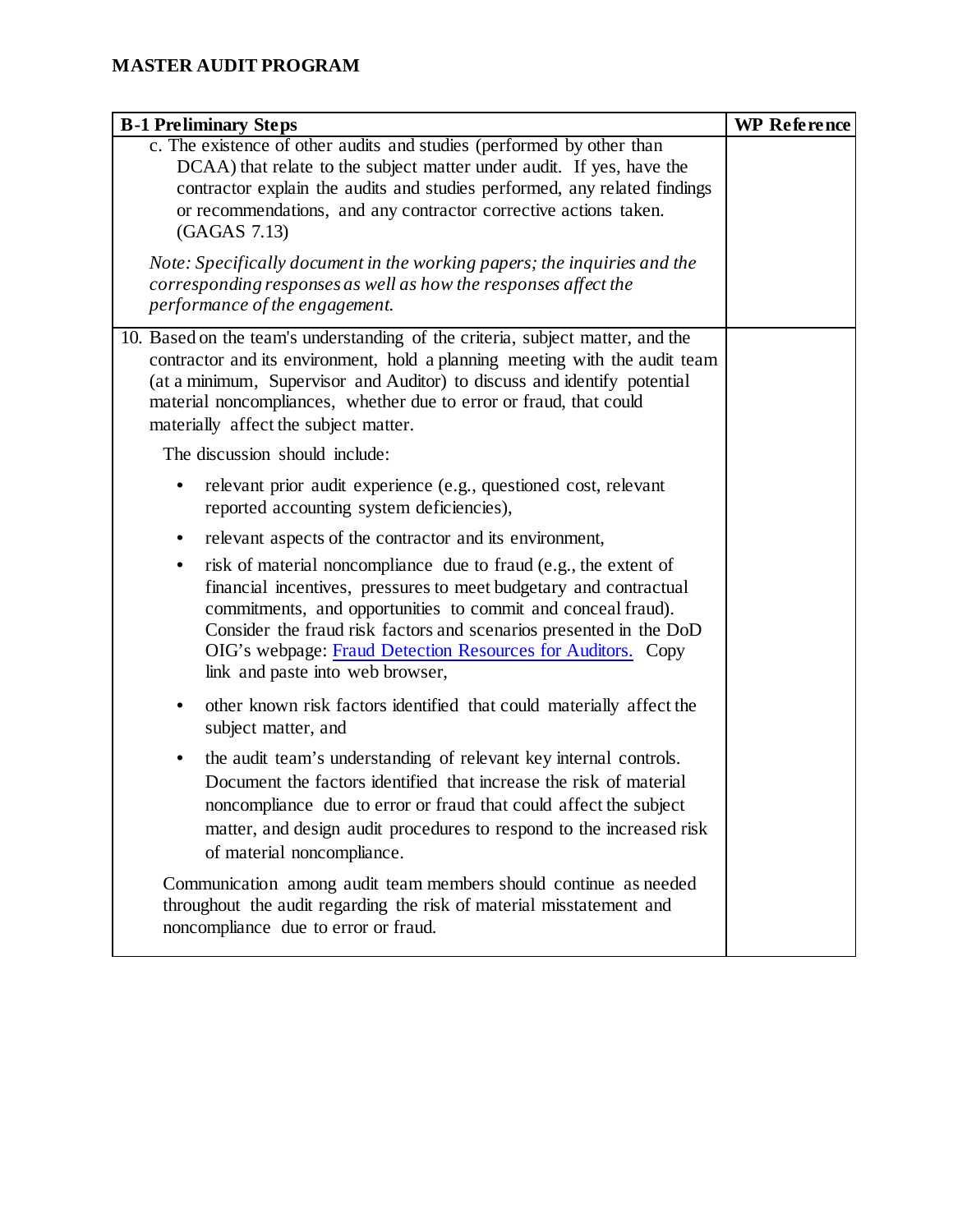**MASTER AUDIT PROGRAM**

| B-1 Preliminary Steps | WP Reference |
|---|---|
| c. The existence of other audits and studies (performed by other than DCAA) that relate to the subject matter under audit. If yes, have the contractor explain the audits and studies performed, any related findings or recommendations, and any contractor corrective actions taken. (GAGAS 7.13)<br><br>*Note: Specifically document in the working papers; the inquiries and the corresponding responses as well as how the responses affect the performance of the engagement.* | |
| 10. Based on the team's understanding of the criteria, subject matter, and the contractor and its environment, hold a planning meeting with the audit team (at a minimum, Supervisor and Auditor) to discuss and identify potential material noncompliances, whether due to error or fraud, that could materially affect the subject matter.<br><br>The discussion should include:<br><br>• relevant prior audit experience (e.g., questioned cost, relevant reported accounting system deficiencies),<br>• relevant aspects of the contractor and its environment,<br>• risk of material noncompliance due to fraud (e.g., the extent of financial incentives, pressures to meet budgetary and contractual commitments, and opportunities to commit and conceal fraud). Consider the fraud risk factors and scenarios presented in the DoD OIG's webpage: Fraud Detection Resources for Auditors. Copy link and paste into web browser,<br>• other known risk factors identified that could materially affect the subject matter, and<br>• the audit team's understanding of relevant key internal controls. Document the factors identified that increase the risk of material noncompliance due to error or fraud that could affect the subject matter, and design audit procedures to respond to the increased risk of material noncompliance.<br><br>Communication among audit team members should continue as needed throughout the audit regarding the risk of material misstatement and noncompliance due to error or fraud. | |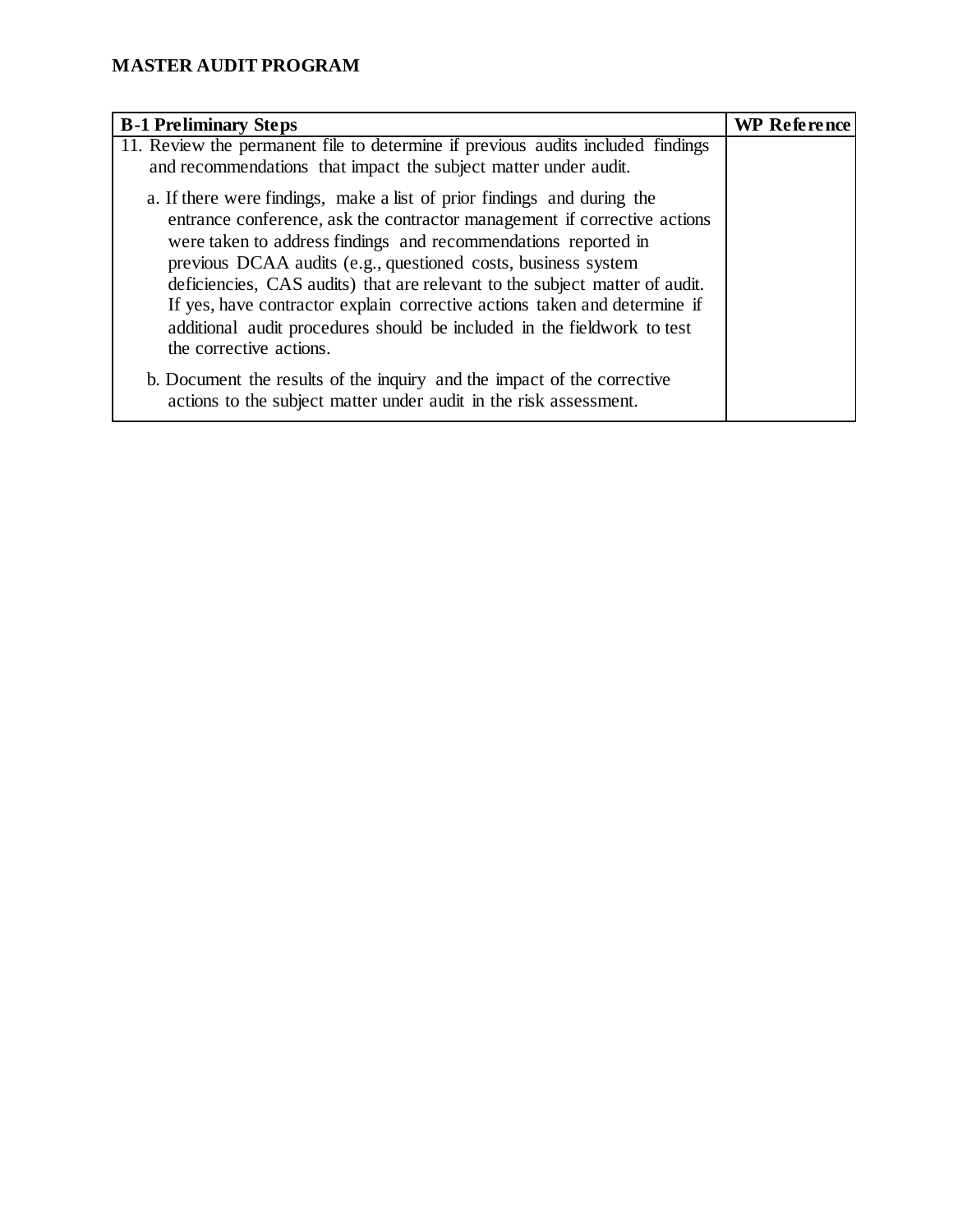**MASTER AUDIT PROGRAM**

| B-1 Preliminary Steps | WP Reference |
|---|---|
| 11. Review the permanent file to determine if previous audits included findings and recommendations that impact the subject matter under audit.<br><br>a. If there were findings, make a list of prior findings and during the entrance conference, ask the contractor management if corrective actions were taken to address findings and recommendations reported in previous DCAA audits (e.g., questioned costs, business system deficiencies, CAS audits) that are relevant to the subject matter of audit. If yes, have contractor explain corrective actions taken and determine if additional audit procedures should be included in the fieldwork to test the corrective actions.<br><br>b. Document the results of the inquiry and the impact of the corrective actions to the subject matter under audit in the risk assessment. | |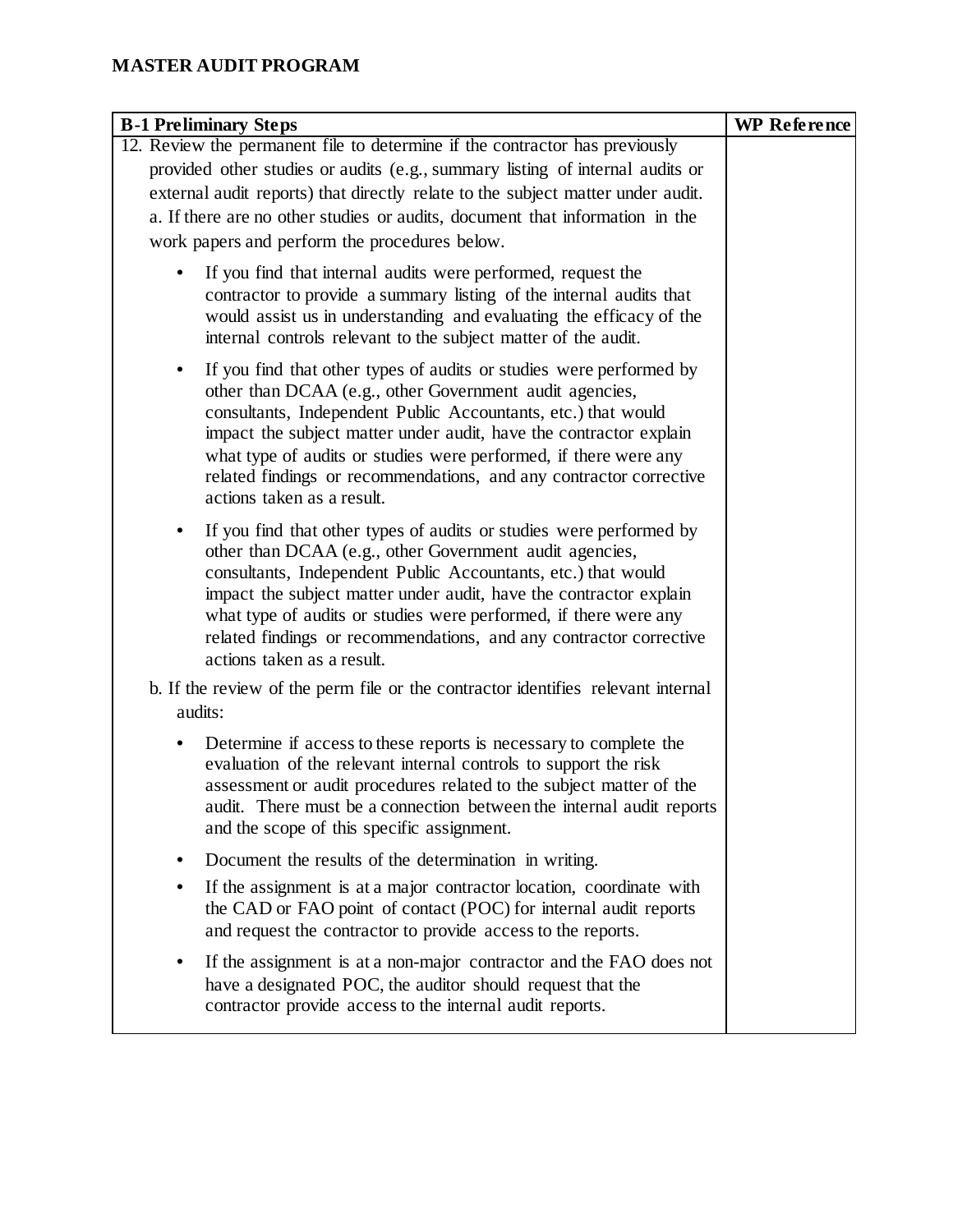## MASTER AUDIT PROGRAM

| B-1 Preliminary Steps | WP Reference |
|---|---|
| 12. Review the permanent file to determine if the contractor has previously provided other studies or audits (e.g., summary listing of internal audits or external audit reports) that directly relate to the subject matter under audit.<br>a. If there are no other studies or audits, document that information in the work papers and perform the procedures below.<br>• If you find that internal audits were performed, request the contractor to provide a summary listing of the internal audits that would assist us in understanding and evaluating the efficacy of the internal controls relevant to the subject matter of the audit.<br>• If you find that other types of audits or studies were performed by other than DCAA (e.g., other Government audit agencies, consultants, Independent Public Accountants, etc.) that would impact the subject matter under audit, have the contractor explain what type of audits or studies were performed, if there were any related findings or recommendations, and any contractor corrective actions taken as a result.<br>• If you find that other types of audits or studies were performed by other than DCAA (e.g., other Government audit agencies, consultants, Independent Public Accountants, etc.) that would impact the subject matter under audit, have the contractor explain what type of audits or studies were performed, if there were any related findings or recommendations, and any contractor corrective actions taken as a result.<br>b. If the review of the perm file or the contractor identifies relevant internal audits:<br>• Determine if access to these reports is necessary to complete the evaluation of the relevant internal controls to support the risk assessment or audit procedures related to the subject matter of the audit. There must be a connection between the internal audit reports and the scope of this specific assignment.<br>• Document the results of the determination in writing.<br>• If the assignment is at a major contractor location, coordinate with the CAD or FAO point of contact (POC) for internal audit reports and request the contractor to provide access to the reports.<br>• If the assignment is at a non-major contractor and the FAO does not have a designated POC, the auditor should request that the contractor provide access to the internal audit reports. | |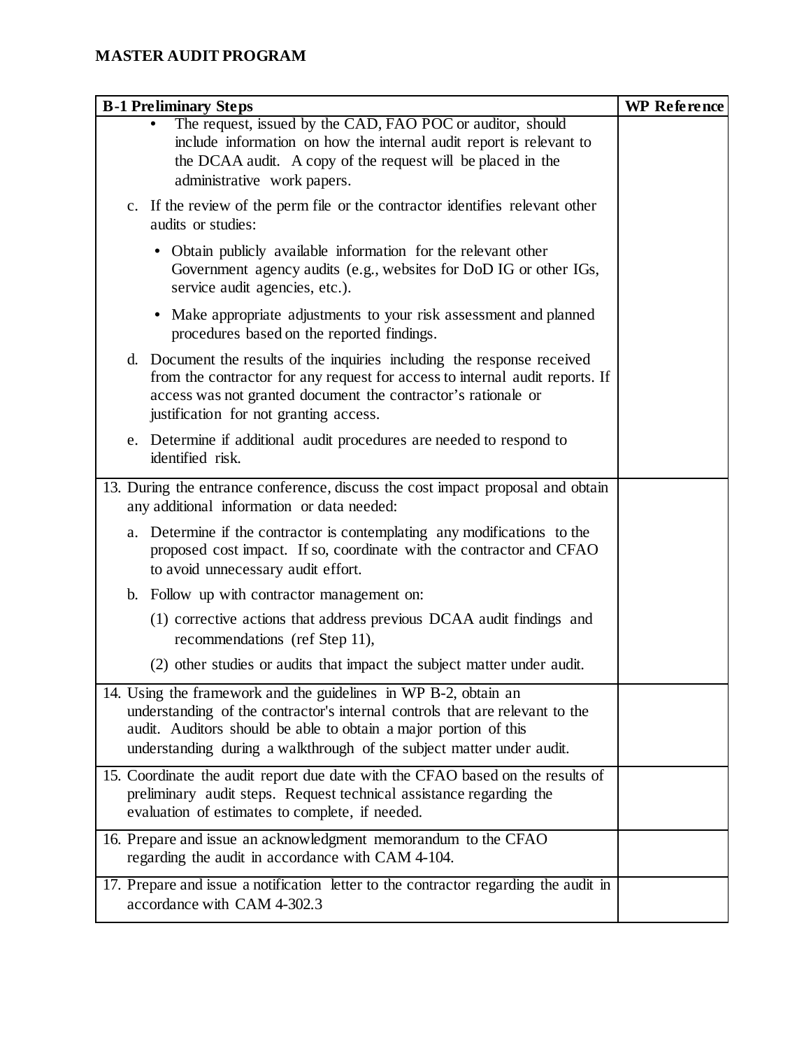**MASTER AUDIT PROGRAM**

| B-1 Preliminary Steps | WP Reference |
|---|---|
| • The request, issued by the CAD, FAO POC or auditor, should include information on how the internal audit report is relevant to the DCAA audit. A copy of the request will be placed in the administrative work papers.<br><br>c. If the review of the perm file or the contractor identifies relevant other audits or studies:<br><br>• Obtain publicly available information for the relevant other Government agency audits (e.g., websites for DoD IG or other IGs, service audit agencies, etc.).<br><br>• Make appropriate adjustments to your risk assessment and planned procedures based on the reported findings.<br><br>d. Document the results of the inquiries including the response received from the contractor for any request for access to internal audit reports. If access was not granted document the contractor's rationale or justification for not granting access.<br><br>e. Determine if additional audit procedures are needed to respond to identified risk. | |
| 13. During the entrance conference, discuss the cost impact proposal and obtain any additional information or data needed:<br><br>a. Determine if the contractor is contemplating any modifications to the proposed cost impact. If so, coordinate with the contractor and CFAO to avoid unnecessary audit effort.<br><br>b. Follow up with contractor management on:<br><br>(1) corrective actions that address previous DCAA audit findings and recommendations (ref Step 11),<br><br>(2) other studies or audits that impact the subject matter under audit. | |
| 14. Using the framework and the guidelines in WP B-2, obtain an understanding of the contractor's internal controls that are relevant to the audit. Auditors should be able to obtain a major portion of this understanding during a walkthrough of the subject matter under audit. | |
| 15. Coordinate the audit report due date with the CFAO based on the results of preliminary audit steps. Request technical assistance regarding the evaluation of estimates to complete, if needed. | |
| 16. Prepare and issue an acknowledgment memorandum to the CFAO regarding the audit in accordance with CAM 4-104. | |
| 17. Prepare and issue a notification letter to the contractor regarding the audit in accordance with CAM 4-302.3 | |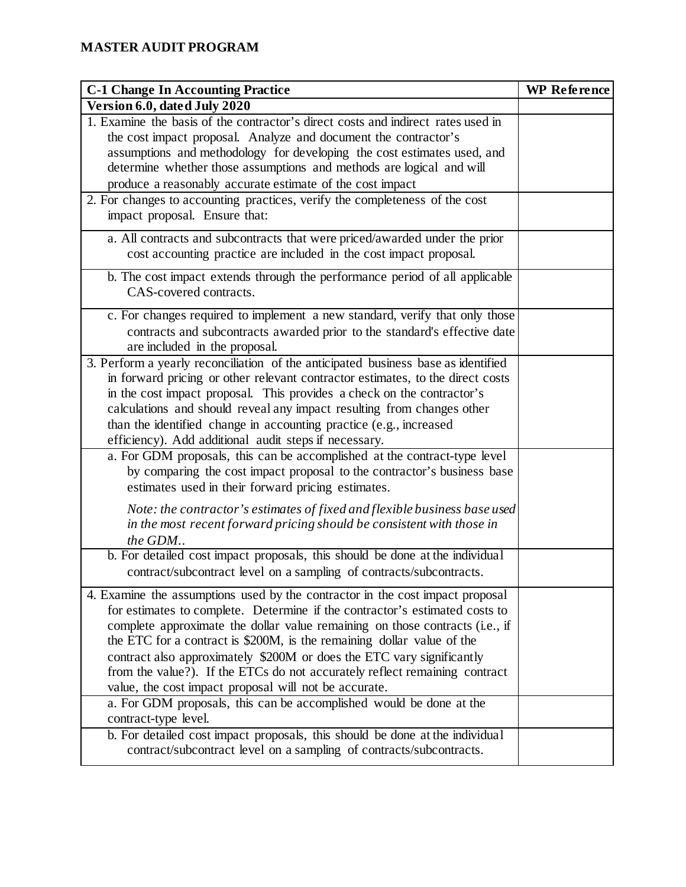**MASTER AUDIT PROGRAM**

| C-1 Change In Accounting Practice | WP Reference |
|---|---|
| **Version 6.0, dated July 2020** | |
| 1. Examine the basis of the contractor's direct costs and indirect rates used in the cost impact proposal. Analyze and document the contractor's assumptions and methodology for developing the cost estimates used, and determine whether those assumptions and methods are logical and will produce a reasonably accurate estimate of the cost impact | |
| 2. For changes to accounting practices, verify the completeness of the cost impact proposal. Ensure that: | |
| a. All contracts and subcontracts that were priced/awarded under the prior cost accounting practice are included in the cost impact proposal. | |
| b. The cost impact extends through the performance period of all applicable CAS-covered contracts. | |
| c. For changes required to implement a new standard, verify that only those contracts and subcontracts awarded prior to the standard's effective date are included in the proposal. | |
| 3. Perform a yearly reconciliation of the anticipated business base as identified in forward pricing or other relevant contractor estimates, to the direct costs in the cost impact proposal. This provides a check on the contractor's calculations and should reveal any impact resulting from changes other than the identified change in accounting practice (e.g., increased efficiency). Add additional audit steps if necessary. | |
| a. For GDM proposals, this can be accomplished at the contract-type level by comparing the cost impact proposal to the contractor's business base estimates used in their forward pricing estimates. <br><br> *Note: the contractor's estimates of fixed and flexible business base used in the most recent forward pricing should be consistent with those in the GDM..* | |
| b. For detailed cost impact proposals, this should be done at the individual contract/subcontract level on a sampling of contracts/subcontracts. | |
| 4. Examine the assumptions used by the contractor in the cost impact proposal for estimates to complete. Determine if the contractor's estimated costs to complete approximate the dollar value remaining on those contracts (i.e., if the ETC for a contract is $200M, is the remaining dollar value of the contract also approximately $200M or does the ETC vary significantly from the value?). If the ETCs do not accurately reflect remaining contract value, the cost impact proposal will not be accurate. | |
| a. For GDM proposals, this can be accomplished would be done at the contract-type level. | |
| b. For detailed cost impact proposals, this should be done at the individual contract/subcontract level on a sampling of contracts/subcontracts. | |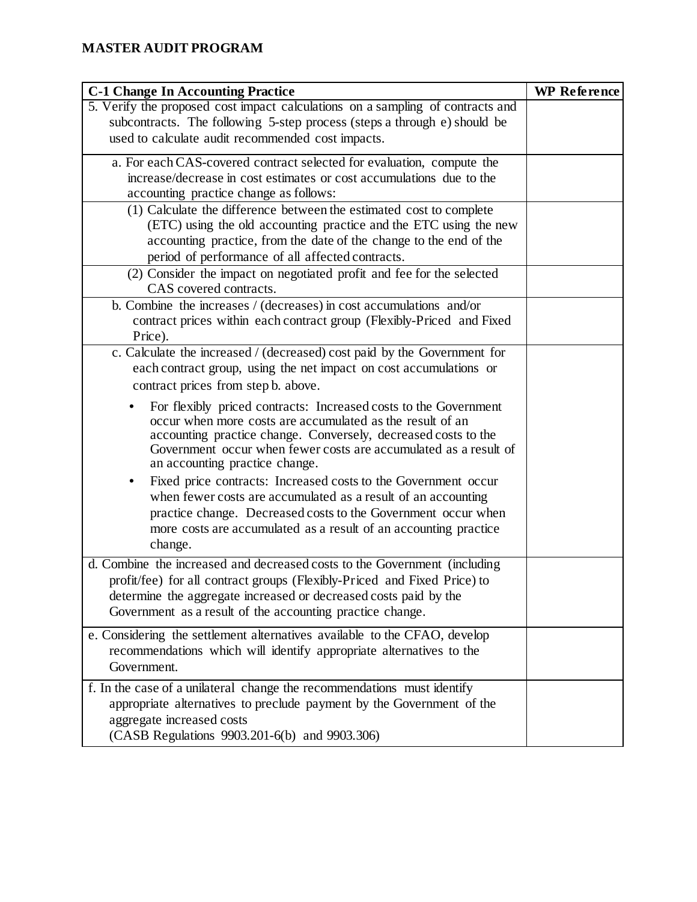**MASTER AUDIT PROGRAM**

| C-1 Change In Accounting Practice | WP Reference |
|---|---|
| 5. Verify the proposed cost impact calculations on a sampling of contracts and subcontracts. The following 5-step process (steps a through e) should be used to calculate audit recommended cost impacts. | |
| a. For each CAS-covered contract selected for evaluation, compute the increase/decrease in cost estimates or cost accumulations due to the accounting practice change as follows: | |
| (1) Calculate the difference between the estimated cost to complete (ETC) using the old accounting practice and the ETC using the new accounting practice, from the date of the change to the end of the period of performance of all affected contracts. | |
| (2) Consider the impact on negotiated profit and fee for the selected CAS covered contracts. | |
| b. Combine the increases / (decreases) in cost accumulations and/or contract prices within each contract group (Flexibly-Priced and Fixed Price). | |
| c. Calculate the increased / (decreased) cost paid by the Government for each contract group, using the net impact on cost accumulations or contract prices from step b. above.<br><br>• For flexibly priced contracts: Increased costs to the Government occur when more costs are accumulated as the result of an accounting practice change. Conversely, decreased costs to the Government occur when fewer costs are accumulated as a result of an accounting practice change.<br><br>• Fixed price contracts: Increased costs to the Government occur when fewer costs are accumulated as a result of an accounting practice change. Decreased costs to the Government occur when more costs are accumulated as a result of an accounting practice change. | |
| d. Combine the increased and decreased costs to the Government (including profit/fee) for all contract groups (Flexibly-Priced and Fixed Price) to determine the aggregate increased or decreased costs paid by the Government as a result of the accounting practice change. | |
| e. Considering the settlement alternatives available to the CFAO, develop recommendations which will identify appropriate alternatives to the Government. | |
| f. In the case of a unilateral change the recommendations must identify appropriate alternatives to preclude payment by the Government of the aggregate increased costs<br>(CASB Regulations 9903.201-6(b) and 9903.306) | |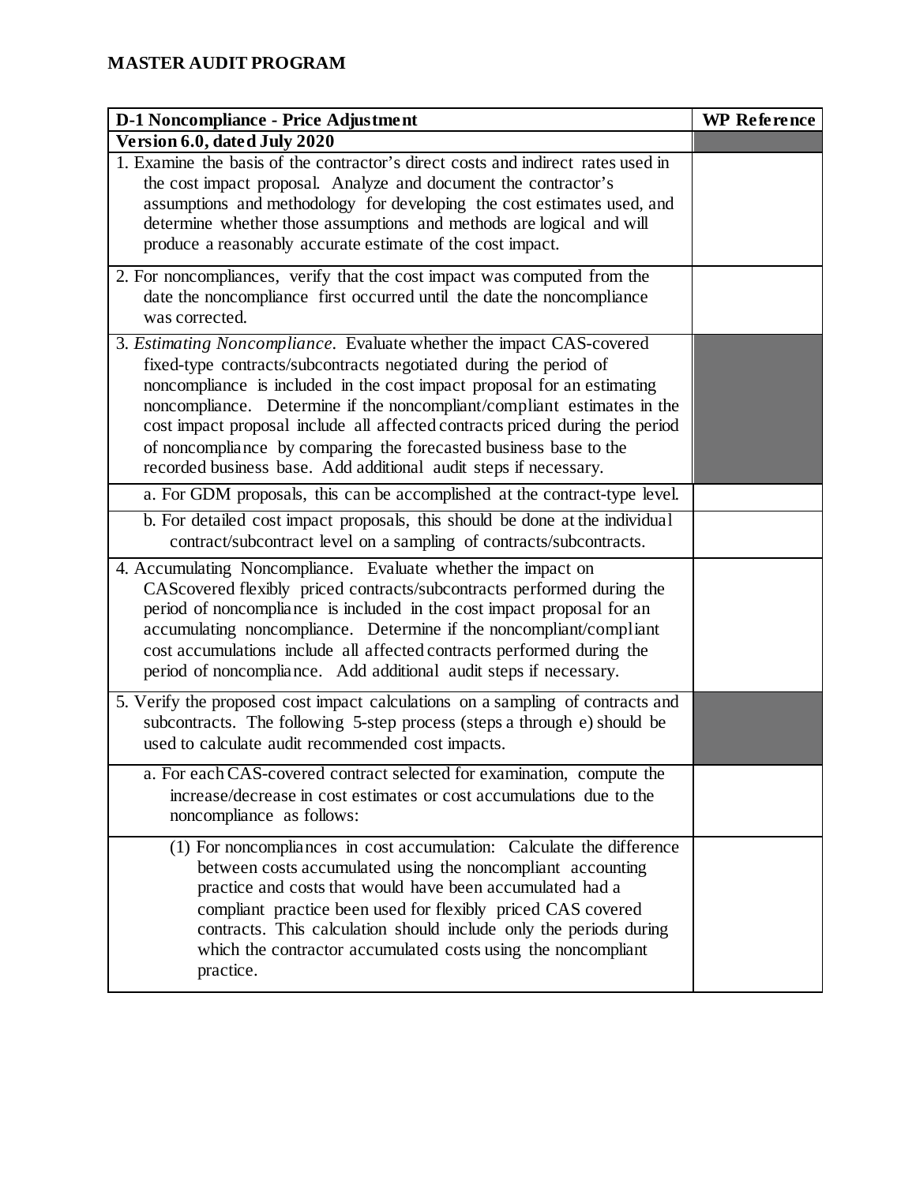## MASTER AUDIT PROGRAM

| D-1 Noncompliance - Price Adjustment | WP Reference |
|---|---|
| **Version 6.0, dated July 2020** | |
| 1. Examine the basis of the contractor's direct costs and indirect rates used in the cost impact proposal. Analyze and document the contractor's assumptions and methodology for developing the cost estimates used, and determine whether those assumptions and methods are logical and will produce a reasonably accurate estimate of the cost impact. | |
| 2. For noncompliances, verify that the cost impact was computed from the date the noncompliance first occurred until the date the noncompliance was corrected. | |
| 3. *Estimating Noncompliance*. Evaluate whether the impact CAS-covered fixed-type contracts/subcontracts negotiated during the period of noncompliance is included in the cost impact proposal for an estimating noncompliance. Determine if the noncompliant/compliant estimates in the cost impact proposal include all affected contracts priced during the period of noncompliance by comparing the forecasted business base to the recorded business base. Add additional audit steps if necessary. | |
| a. For GDM proposals, this can be accomplished at the contract-type level. | |
| b. For detailed cost impact proposals, this should be done at the individual contract/subcontract level on a sampling of contracts/subcontracts. | |
| 4. Accumulating Noncompliance. Evaluate whether the impact on CAScovered flexibly priced contracts/subcontracts performed during the period of noncompliance is included in the cost impact proposal for an accumulating noncompliance. Determine if the noncompliant/compliant cost accumulations include all affected contracts performed during the period of noncompliance. Add additional audit steps if necessary. | |
| 5. Verify the proposed cost impact calculations on a sampling of contracts and subcontracts. The following 5-step process (steps a through e) should be used to calculate audit recommended cost impacts. | |
| a. For each CAS-covered contract selected for examination, compute the increase/decrease in cost estimates or cost accumulations due to the noncompliance as follows: | |
| (1) For noncompliances in cost accumulation: Calculate the difference between costs accumulated using the noncompliant accounting practice and costs that would have been accumulated had a compliant practice been used for flexibly priced CAS covered contracts. This calculation should include only the periods during which the contractor accumulated costs using the noncompliant practice. | |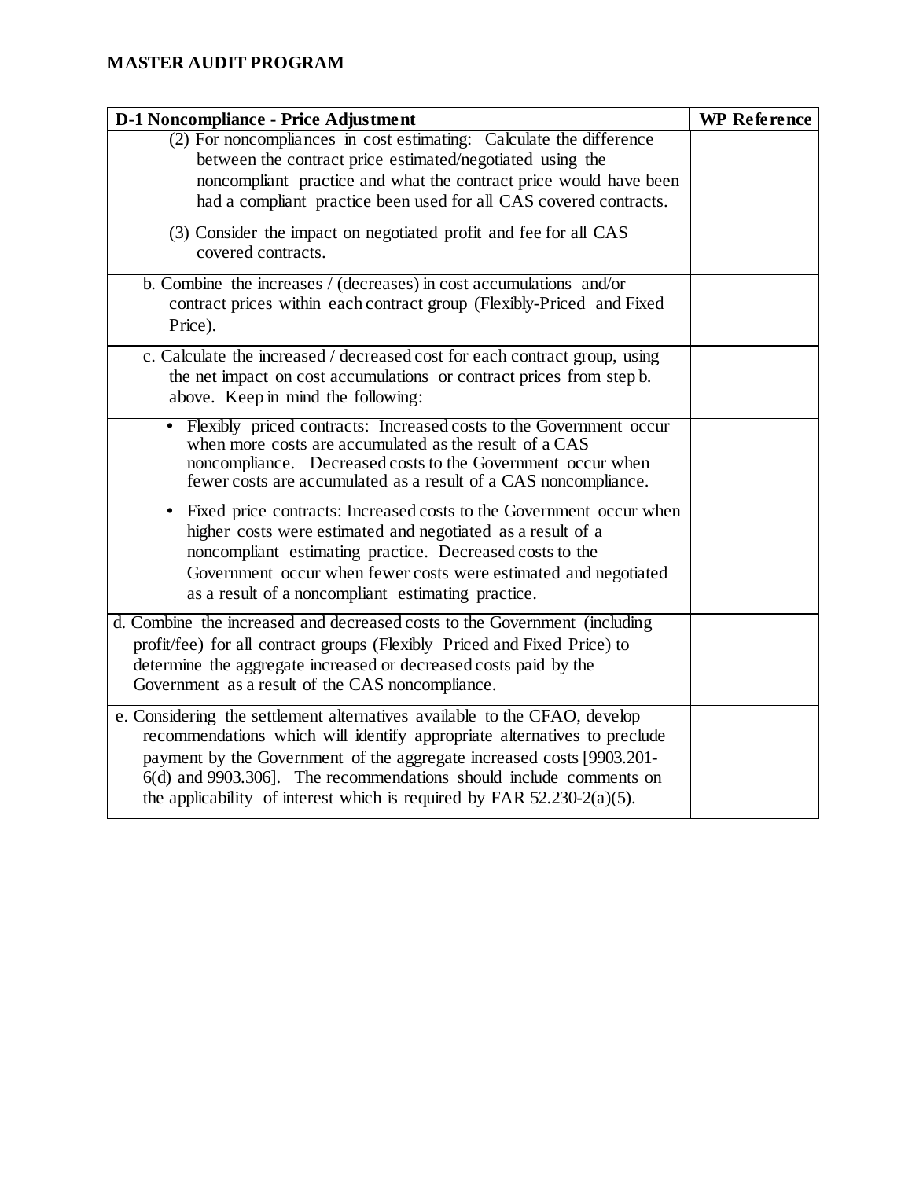## MASTER AUDIT PROGRAM

| D-1 Noncompliance - Price Adjustment | WP Reference |
|---|---|
| (2) For noncompliances in cost estimating: Calculate the difference between the contract price estimated/negotiated using the noncompliant practice and what the contract price would have been had a compliant practice been used for all CAS covered contracts. | |
| (3) Consider the impact on negotiated profit and fee for all CAS covered contracts. | |
| b. Combine the increases / (decreases) in cost accumulations and/or contract prices within each contract group (Flexibly-Priced and Fixed Price). | |
| c. Calculate the increased / decreased cost for each contract group, using the net impact on cost accumulations or contract prices from step b. above. Keep in mind the following: | |
| • Flexibly priced contracts: Increased costs to the Government occur when more costs are accumulated as the result of a CAS noncompliance. Decreased costs to the Government occur when fewer costs are accumulated as a result of a CAS noncompliance.<br><br>• Fixed price contracts: Increased costs to the Government occur when higher costs were estimated and negotiated as a result of a noncompliant estimating practice. Decreased costs to the Government occur when fewer costs were estimated and negotiated as a result of a noncompliant estimating practice. | |
| d. Combine the increased and decreased costs to the Government (including profit/fee) for all contract groups (Flexibly Priced and Fixed Price) to determine the aggregate increased or decreased costs paid by the Government as a result of the CAS noncompliance. | |
| e. Considering the settlement alternatives available to the CFAO, develop recommendations which will identify appropriate alternatives to preclude payment by the Government of the aggregate increased costs [9903.201-6(d) and 9903.306]. The recommendations should include comments on the applicability of interest which is required by FAR 52.230-2(a)(5). | |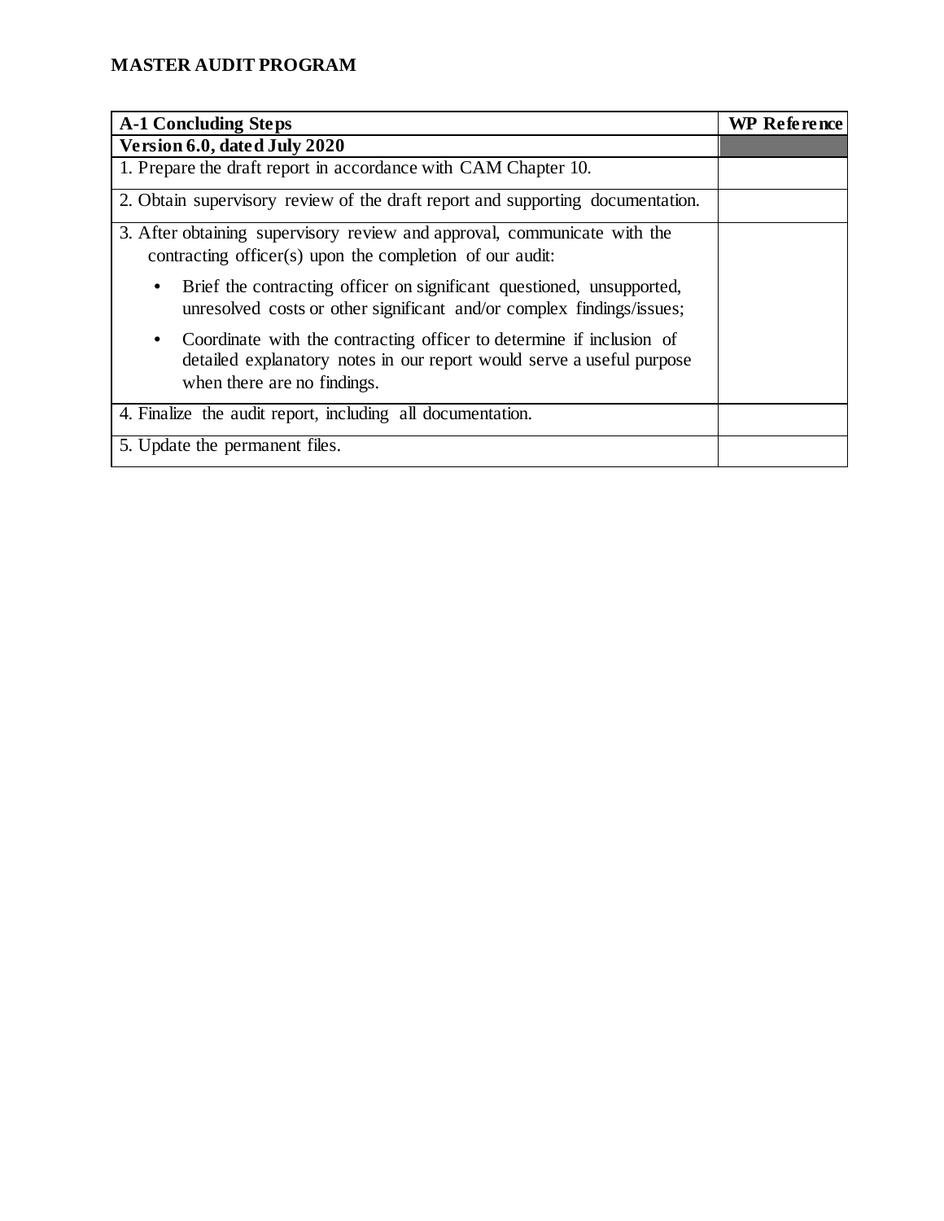**MASTER AUDIT PROGRAM**

| A-1 Concluding Steps | WP Reference |
| --- | --- |
| **Version 6.0, dated July 2020** | |
| 1. Prepare the draft report in accordance with CAM Chapter 10. | |
| 2. Obtain supervisory review of the draft report and supporting documentation. | |
| 3. After obtaining supervisory review and approval, communicate with the contracting officer(s) upon the completion of our audit:<br>• Brief the contracting officer on significant questioned, unsupported, unresolved costs or other significant and/or complex findings/issues;<br>• Coordinate with the contracting officer to determine if inclusion of detailed explanatory notes in our report would serve a useful purpose when there are no findings. | |
| 4. Finalize the audit report, including all documentation. | |
| 5. Update the permanent files. | |